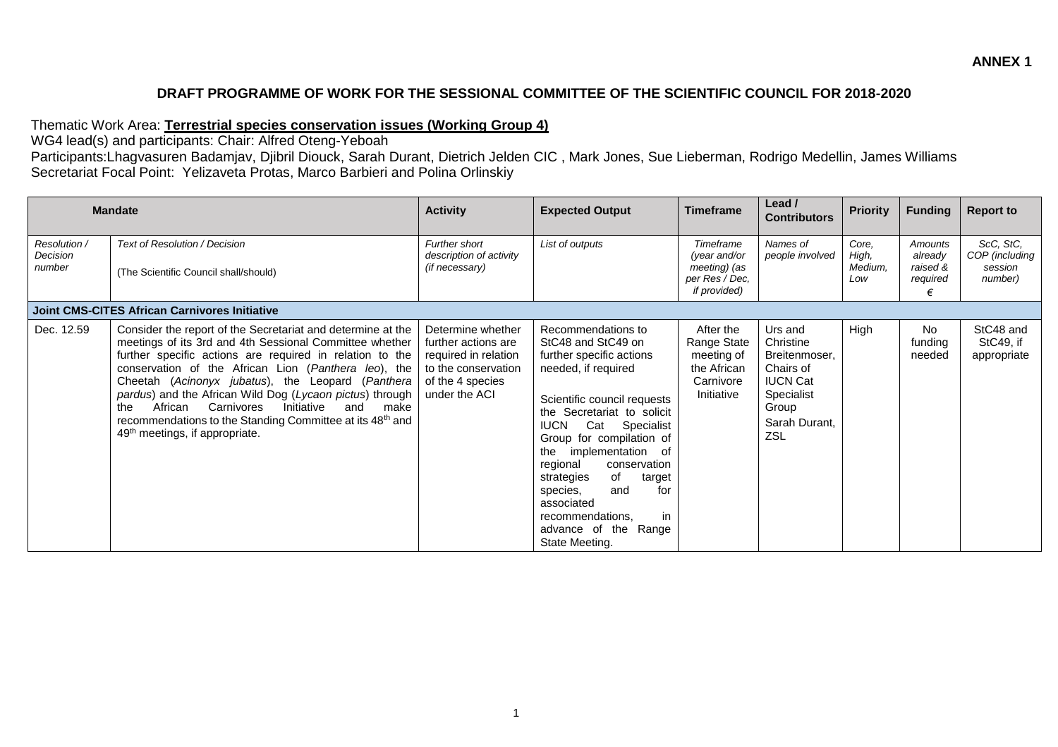**ANNEX 1**

## DRAFT PROGRAMME OF WORK FOR THE SESSIONAL COMMITTEE OF THE SCIENTIFIC COUNCIL FOR 2018-2020

Thematic Work Area: **Terrestrial species conservation issues (Working Group 4)**
WG4 lead(s) and participants: Chair: Alfred Oteng-Yeboah
Participants:Lhagvasuren Badamjav, Djibril Diouck, Sarah Durant, Dietrich Jelden CIC , Mark Jones, Sue Lieberman, Rodrigo Medellin, James Williams
Secretariat Focal Point: Yelizaveta Protas, Marco Barbieri and Polina Orlinskiy

| Mandate | | Activity | Expected Output | Timeframe | Lead / Contributors | Priority | Funding | Report to |
|---|---|---|---|---|---|---|---|---|
| *Resolution / Decision number* | *Text of Resolution / Decision* (The Scientific Council shall/should) | *Further short description of activity (if necessary)* | *List of outputs* | *Timeframe (year and/or meeting) (as per Res / Dec, if provided)* | *Names of people involved* | *Core, High, Medium, Low* | *Amounts already raised & required €* | *ScC, StC, COP (including session number)* |
| **Joint CMS-CITES African Carnivores Initiative** | | | | | | | | |
| Dec. 12.59 | Consider the report of the Secretariat and determine at the meetings of its 3rd and 4th Sessional Committee whether further specific actions are required in relation to the conservation of the African Lion (*Panthera leo*), the Cheetah (*Acinonyx jubatus*), the Leopard (*Panthera pardus*) and the African Wild Dog (*Lycaon pictus*) through the African Carnivores Initiative and make recommendations to the Standing Committee at its 48th and 49th meetings, if appropriate. | Determine whether further actions are required in relation to the conservation of the 4 species under the ACI | Recommendations to StC48 and StC49 on further specific actions needed, if required<br><br>Scientific council requests the Secretariat to solicit IUCN Cat Specialist Group for compilation of the implementation of regional conservation strategies of target species, and for associated recommendations, in advance of the Range State Meeting. | After the Range State meeting of the African Carnivore Initiative | Urs and Christine Breitenmoser, Chairs of IUCN Cat Specialist Group<br>Sarah Durant, ZSL | High | No funding needed | StC48 and StC49, if appropriate |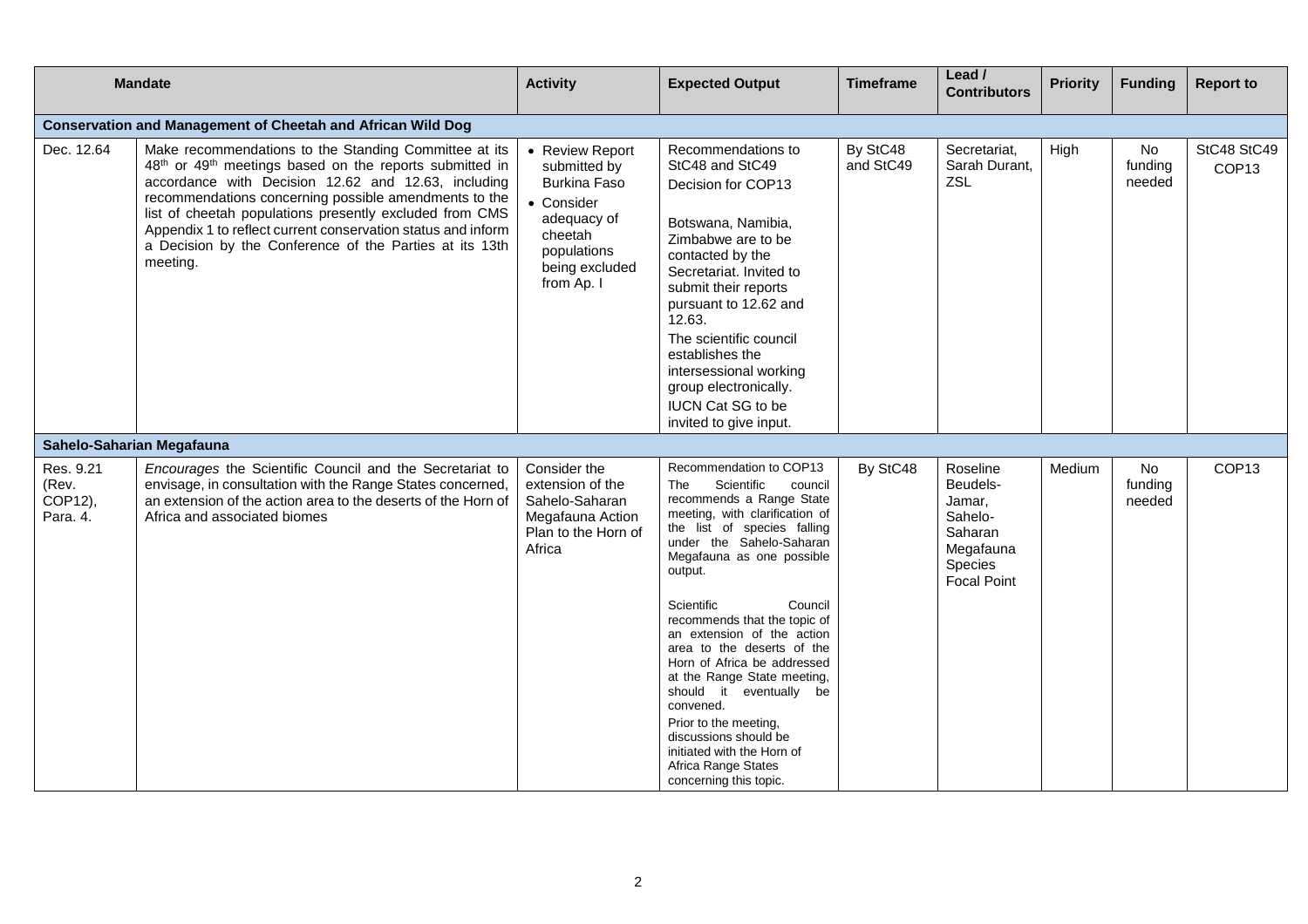| Mandate | | Activity | Expected Output | Timeframe | Lead / Contributors | Priority | Funding | Report to |
|---|---|---|---|---|---|---|---|---|
| **Conservation and Management of Cheetah and African Wild Dog** | | | | | | | | |
| Dec. 12.64 | Make recommendations to the Standing Committee at its 48th or 49th meetings based on the reports submitted in accordance with Decision 12.62 and 12.63, including recommendations concerning possible amendments to the list of cheetah populations presently excluded from CMS Appendix 1 to reflect current conservation status and inform a Decision by the Conference of the Parties at its 13th meeting. | • Review Report submitted by Burkina Faso<br>• Consider adequacy of cheetah populations being excluded from Ap. I | Recommendations to StC48 and StC49<br>Decision for COP13<br><br>Botswana, Namibia, Zimbabwe are to be contacted by the Secretariat. Invited to submit their reports pursuant to 12.62 and 12.63.<br>The scientific council establishes the intersessional working group electronically.<br>IUCN Cat SG to be invited to give input. | By StC48 and StC49 | Secretariat, Sarah Durant, ZSL | High | No funding needed | StC48 StC49 COP13 |
| **Sahelo-Saharian Megafauna** | | | | | | | | |
| Res. 9.21 (Rev. COP12), Para. 4. | *Encourages* the Scientific Council and the Secretariat to envisage, in consultation with the Range States concerned, an extension of the action area to the deserts of the Horn of Africa and associated biomes | Consider the extension of the Sahelo-Saharan Megafauna Action Plan to the Horn of Africa | Recommendation to COP13<br>The Scientific council recommends a Range State meeting, with clarification of the list of species falling under the Sahelo-Saharan Megafauna as one possible output.<br><br>Scientific Council recommends that the topic of an extension of the action area to the deserts of the Horn of Africa be addressed at the Range State meeting, should it eventually be convened.<br>Prior to the meeting, discussions should be initiated with the Horn of Africa Range States concerning this topic. | By StC48 | Roseline Beudels-Jamar, Sahelo-Saharan Megafauna Species Focal Point | Medium | No funding needed | COP13 |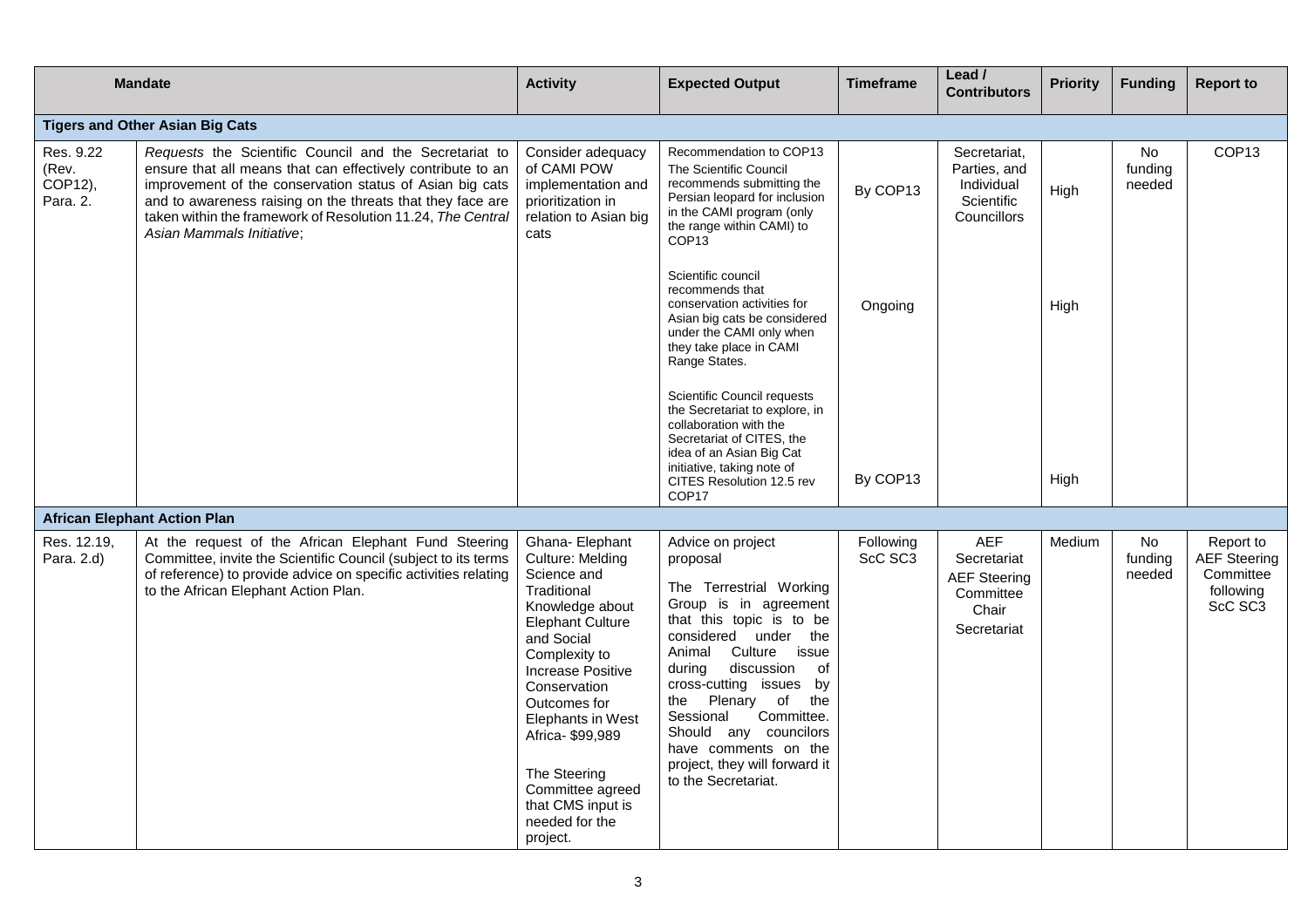| Mandate | | Activity | Expected Output | Timeframe | Lead / Contributors | Priority | Funding | Report to |
|---|---|---|---|---|---|---|---|---|
| **Tigers and Other Asian Big Cats** | | | | | | | | |
| Res. 9.22 (Rev. COP12), Para. 2. | *Requests* the Scientific Council and the Secretariat to ensure that all means that can effectively contribute to an improvement of the conservation status of Asian big cats and to awareness raising on the threats that they face are taken within the framework of Resolution 11.24, *The Central Asian Mammals Initiative*; | Consider adequacy of CAMI POW implementation and prioritization in relation to Asian big cats | Recommendation to COP13 The Scientific Council recommends submitting the Persian leopard for inclusion in the CAMI program (only the range within CAMI) to COP13 | By COP13 | Secretariat, Parties, and Individual Scientific Councillors | High | No funding needed | COP13 |
| | | | Scientific council recommends that conservation activities for Asian big cats be considered under the CAMI only when they take place in CAMI Range States. | Ongoing | | High | | |
| | | | Scientific Council requests the Secretariat to explore, in collaboration with the Secretariat of CITES, the idea of an Asian Big Cat initiative, taking note of CITES Resolution 12.5 rev COP17 | By COP13 | | High | | |
| **African Elephant Action Plan** | | | | | | | | |
| Res. 12.19, Para. 2.d) | At the request of the African Elephant Fund Steering Committee, invite the Scientific Council (subject to its terms of reference) to provide advice on specific activities relating to the African Elephant Action Plan. | Ghana- Elephant Culture: Melding Science and Traditional Knowledge about Elephant Culture and Social Complexity to Increase Positive Conservation Outcomes for Elephants in West Africa- $99,989<br><br>The Steering Committee agreed that CMS input is needed for the project. | Advice on project proposal<br><br>The Terrestrial Working Group is in agreement that this topic is to be considered under the Animal Culture issue during discussion of cross-cutting issues by the Plenary of the Sessional Committee. Should any councilors have comments on the project, they will forward it to the Secretariat. | Following ScC SC3 | AEF Secretariat<br>AEF Steering Committee Chair<br>Secretariat | Medium | No funding needed | Report to AEF Steering Committee following ScC SC3 |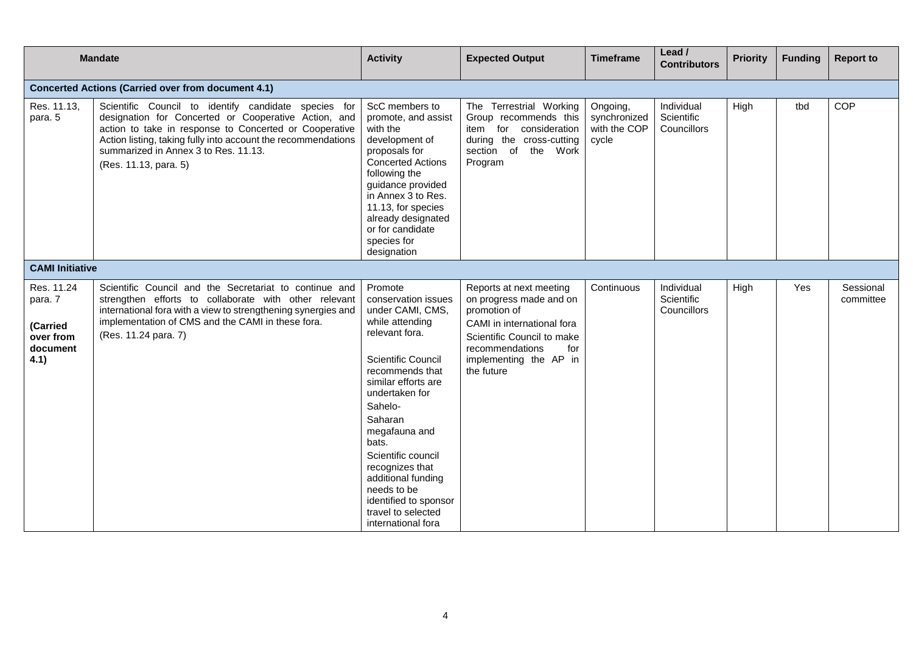| Mandate | | Activity | Expected Output | Timeframe | Lead / Contributors | Priority | Funding | Report to |
|---|---|---|---|---|---|---|---|---|
| **Concerted Actions (Carried over from document 4.1)** | | | | | | | | |
| Res. 11.13, para. 5 | Scientific Council to identify candidate species for designation for Concerted or Cooperative Action, and action to take in response to Concerted or Cooperative Action listing, taking fully into account the recommendations summarized in Annex 3 to Res. 11.13. (Res. 11.13, para. 5) | ScC members to promote, and assist with the development of proposals for Concerted Actions following the guidance provided in Annex 3 to Res. 11.13, for species already designated or for candidate species for designation | The Terrestrial Working Group recommends this item for consideration during the cross-cutting section of the Work Program | Ongoing, synchronized with the COP cycle | Individual Scientific Councillors | High | tbd | COP |
| **CAMI Initiative** | | | | | | | | |
| Res. 11.24 para. 7 **(Carried over from document 4.1)** | Scientific Council and the Secretariat to continue and strengthen efforts to collaborate with other relevant international fora with a view to strengthening synergies and implementation of CMS and the CAMI in these fora. (Res. 11.24 para. 7) | Promote conservation issues under CAMI, CMS, while attending relevant fora. Scientific Council recommends that similar efforts are undertaken for Sahelo-Saharan megafauna and bats. Scientific council recognizes that additional funding needs to be identified to sponsor travel to selected international fora | Reports at next meeting on progress made and on promotion of CAMI in international fora Scientific Council to make recommendations for implementing the AP in the future | Continuous | Individual Scientific Councillors | High | Yes | Sessional committee |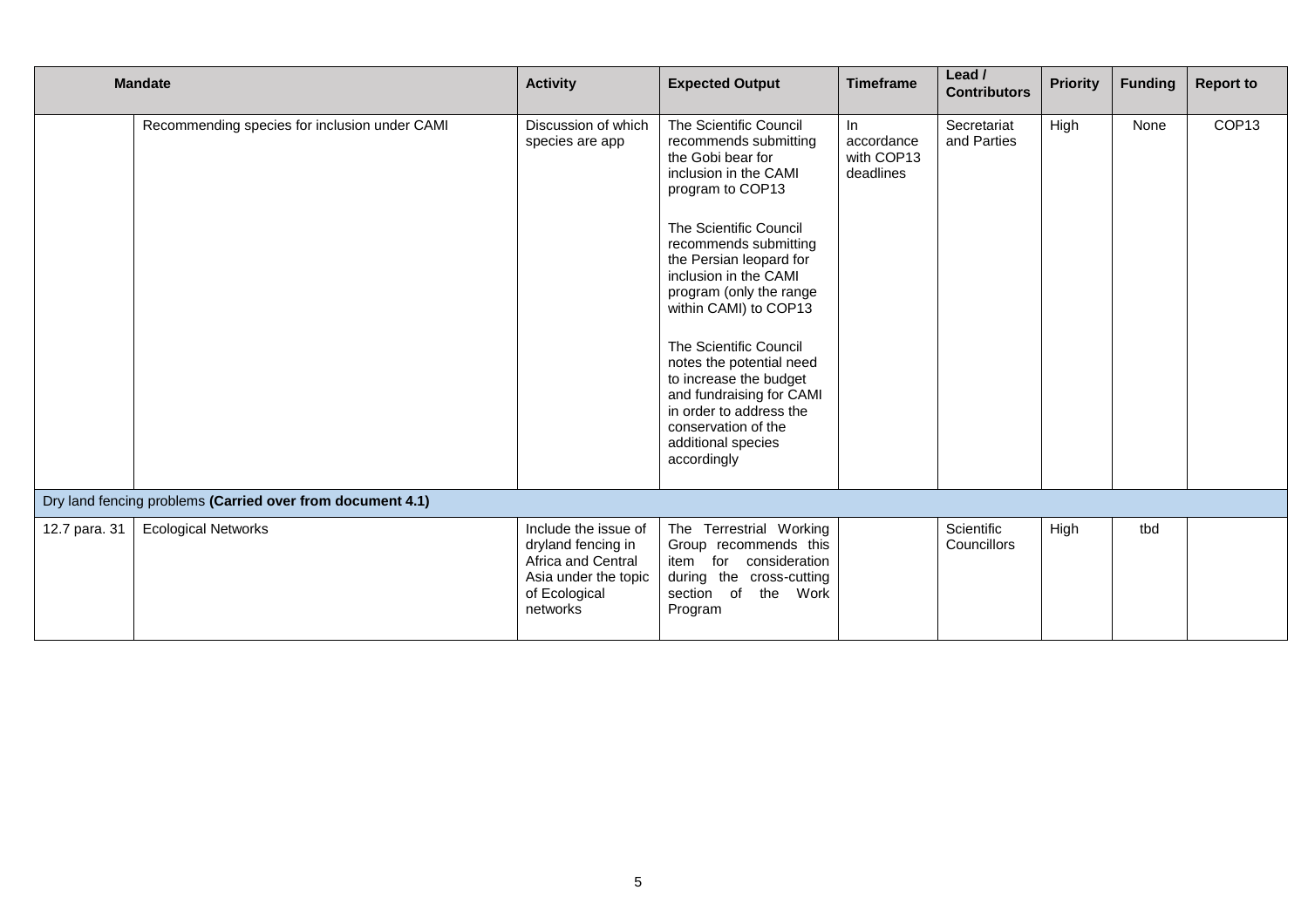| Mandate | | Activity | Expected Output | Timeframe | Lead / Contributors | Priority | Funding | Report to |
|---|---|---|---|---|---|---|---|---|
| | Recommending species for inclusion under CAMI | Discussion of which species are app | The Scientific Council recommends submitting the Gobi bear for inclusion in the CAMI program to COP13<br><br>The Scientific Council recommends submitting the Persian leopard for inclusion in the CAMI program (only the range within CAMI) to COP13<br><br>The Scientific Council notes the potential need to increase the budget and fundraising for CAMI in order to address the conservation of the additional species accordingly | In accordance with COP13 deadlines | Secretariat and Parties | High | None | COP13 |
| Dry land fencing problems **(Carried over from document 4.1)** | | | | | | | | |
| 12.7 para. 31 | Ecological Networks | Include the issue of dryland fencing in Africa and Central Asia under the topic of Ecological networks | The Terrestrial Working Group recommends this item for consideration during the cross-cutting section of the Work Program | | Scientific Councillors | High | tbd | |